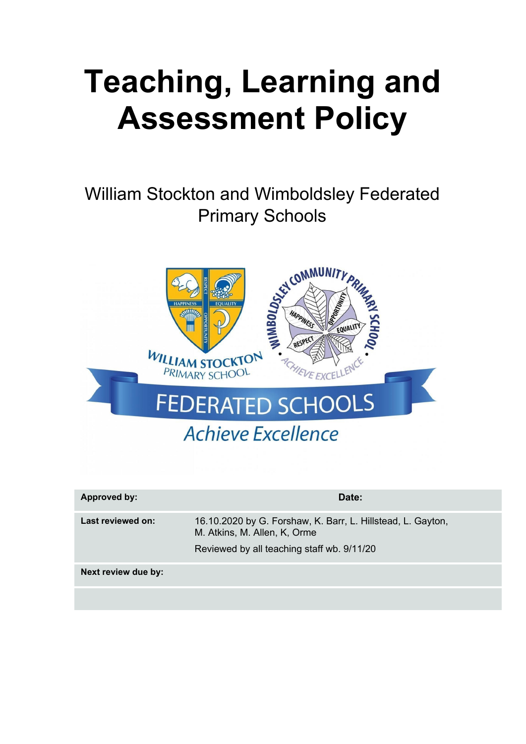# Teaching, Learning and Assessment Policy

William Stockton and Wimboldsley Federated Primary Schools

| **Approved by:** | **Date:** |
| --- | --- |
| **Last reviewed on:** | 16.10.2020 by G. Forshaw, K. Barr, L. Hillstead, L. Gayton, M. Atkins, M. Allen, K, Orme<br><br>Reviewed by all teaching staff wb. 9/11/20 |
| **Next review due by:** | |
| | |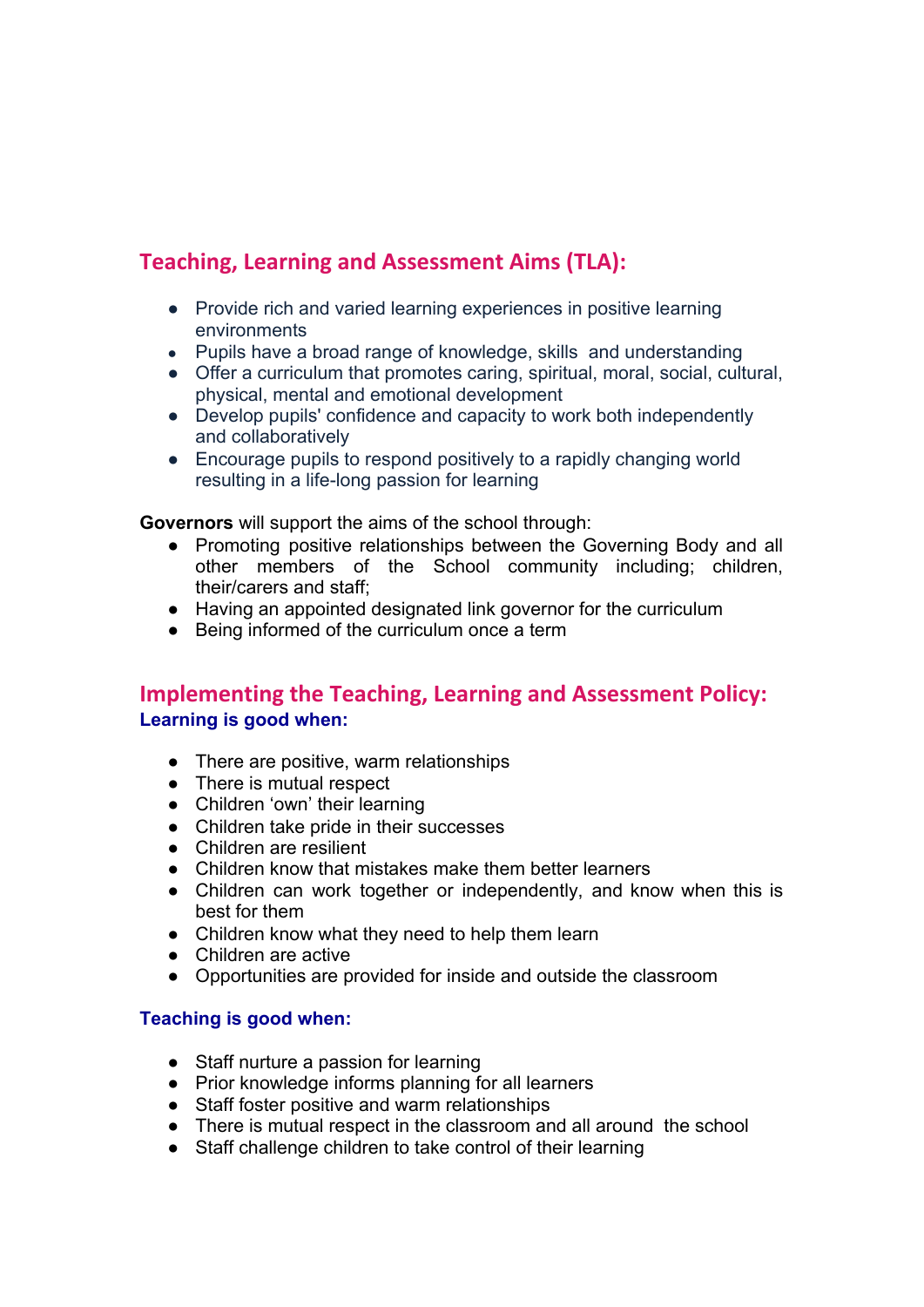## Teaching, Learning and Assessment Aims (TLA):

- Provide rich and varied learning experiences in positive learning environments
- Pupils have a broad range of knowledge, skills and understanding
- Offer a curriculum that promotes caring, spiritual, moral, social, cultural, physical, mental and emotional development
- Develop pupils' confidence and capacity to work both independently and collaboratively
- Encourage pupils to respond positively to a rapidly changing world resulting in a life-long passion for learning

**Governors** will support the aims of the school through:

- Promoting positive relationships between the Governing Body and all other members of the School community including; children, their/carers and staff;
- Having an appointed designated link governor for the curriculum
- Being informed of the curriculum once a term

## Implementing the Teaching, Learning and Assessment Policy:

### Learning is good when:

- There are positive, warm relationships
- There is mutual respect
- Children 'own' their learning
- Children take pride in their successes
- Children are resilient
- Children know that mistakes make them better learners
- Children can work together or independently, and know when this is best for them
- Children know what they need to help them learn
- Children are active
- Opportunities are provided for inside and outside the classroom

### Teaching is good when:

- Staff nurture a passion for learning
- Prior knowledge informs planning for all learners
- Staff foster positive and warm relationships
- There is mutual respect in the classroom and all around the school
- Staff challenge children to take control of their learning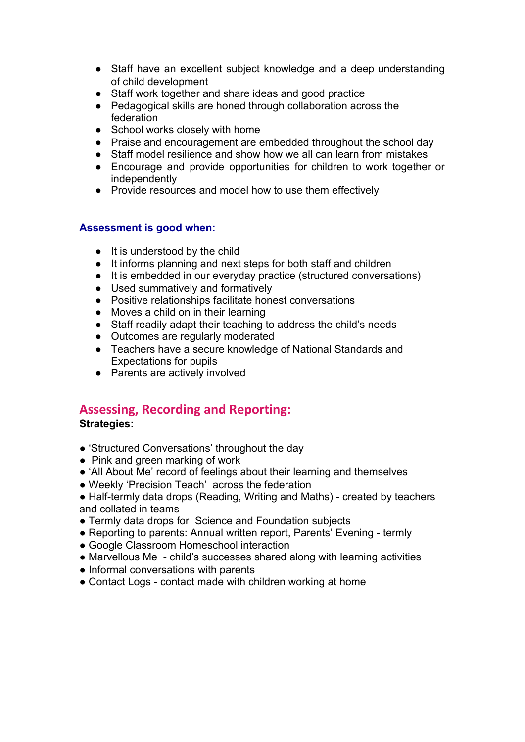- Staff have an excellent subject knowledge and a deep understanding of child development
- Staff work together and share ideas and good practice
- Pedagogical skills are honed through collaboration across the federation
- School works closely with home
- Praise and encouragement are embedded throughout the school day
- Staff model resilience and show how we all can learn from mistakes
- Encourage and provide opportunities for children to work together or independently
- Provide resources and model how to use them effectively

### Assessment is good when:

- It is understood by the child
- It informs planning and next steps for both staff and children
- It is embedded in our everyday practice (structured conversations)
- Used summatively and formatively
- Positive relationships facilitate honest conversations
- Moves a child on in their learning
- Staff readily adapt their teaching to address the child's needs
- Outcomes are regularly moderated
- Teachers have a secure knowledge of National Standards and Expectations for pupils
- Parents are actively involved

## Assessing, Recording and Reporting:

**Strategies:**

- 'Structured Conversations' throughout the day
- Pink and green marking of work
- 'All About Me' record of feelings about their learning and themselves
- Weekly 'Precision Teach' across the federation
- Half-termly data drops (Reading, Writing and Maths) - created by teachers and collated in teams
- Termly data drops for Science and Foundation subjects
- Reporting to parents: Annual written report, Parents' Evening - termly
- Google Classroom Homeschool interaction
- Marvellous Me - child's successes shared along with learning activities
- Informal conversations with parents
- Contact Logs - contact made with children working at home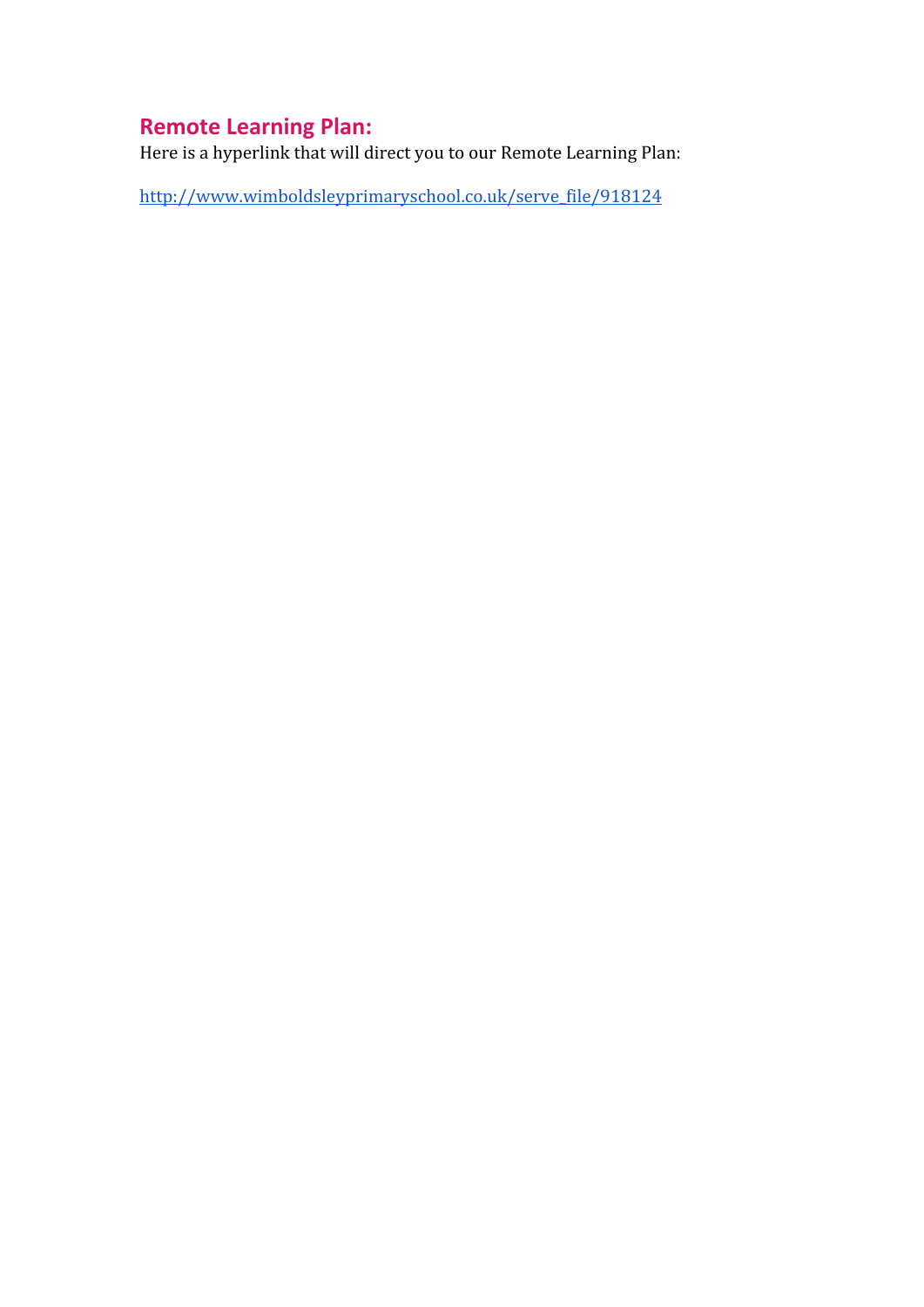## Remote Learning Plan:

Here is a hyperlink that will direct you to our Remote Learning Plan:

http://www.wimboldsleyprimaryschool.co.uk/serve_file/918124